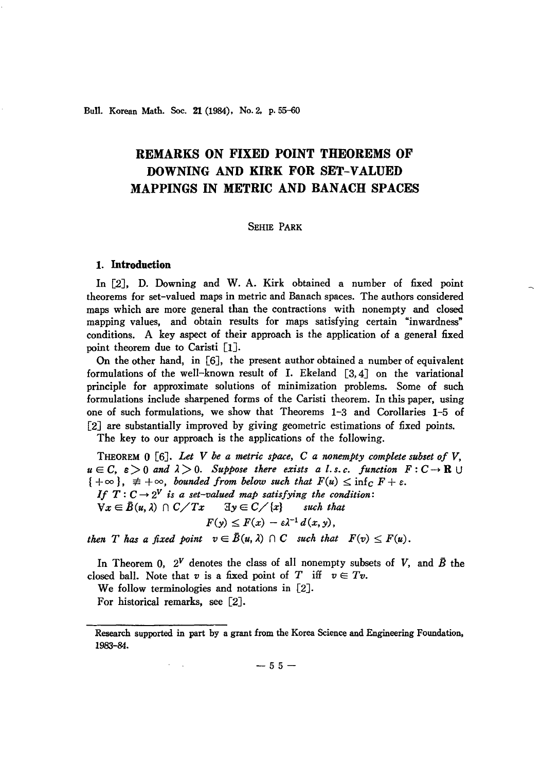# REMARKS ON FIXED POINT THEOREMS OF DOWNING AND KIRK FOR SET-VALUED MAPPINGS IN METRIC AND BANACH SPACES

SEHIE PARK

## 1. Introduction

In [2], D. Downing and W. A. Kirk obtained a number of fixed point theorems for set-valued maps in metric and Banach spaces. The authors considered maps which are more general than the contractions with nonempty and closed mapping values, and obtain results for maps satisfying certain "inwardness" conditions. A key aspect of their approach is the application of a general fixed point theorem due to Caristi [1].

On the other hand, in [6], the present author obtained a number of equivalent formulations of the well-known result of I. Ekeland [3, 4] on the variational principle for approximate solutions of minimization problems. Some of such formulations include sharpened forms of the Caristi theorem. In this paper, using one of such formulations, we show that Theorems 1–3 and Corollaries 1–5 of [2] are substantially improved by giving geometric estimations of fixed points.

The key to our approach is the applications of the following.

THEOREM 0 [6]. *Let $V$ be a metric space, $C$ a nonempty complete subset of $V$, $u \in C$, $\varepsilon > 0$ and $\lambda > 0$. Suppose there exists a l.s.c. function $F : C \to \mathbf{R} \cup \{+\infty\}$, $\not\equiv +\infty$, bounded from below such that $F(u) \leq \inf_C F + \varepsilon$.*

*If $T : C \to 2^V$ is a set-valued map satisfying the condition:*

*$\forall x \in \bar{B}(u, \lambda) \cap C / Tx \quad \exists y \in C / \{x\} \quad$ such that*

$$F(y) \leq F(x) - \varepsilon \lambda^{-1} d(x, y),$$

*then $T$ has a fixed point $v \in \bar{B}(u, \lambda) \cap C$ such that $F(v) \leq F(u)$.*

In Theorem 0, $2^V$ denotes the class of all nonempty subsets of $V$, and $\bar{B}$ the closed ball. Note that $v$ is a fixed point of $T$ iff $v \in Tv$.

We follow terminologies and notations in [2].

For historical remarks, see [2].

---

Research supported in part by a grant from the Korea Science and Engineering Foundation, 1983–84.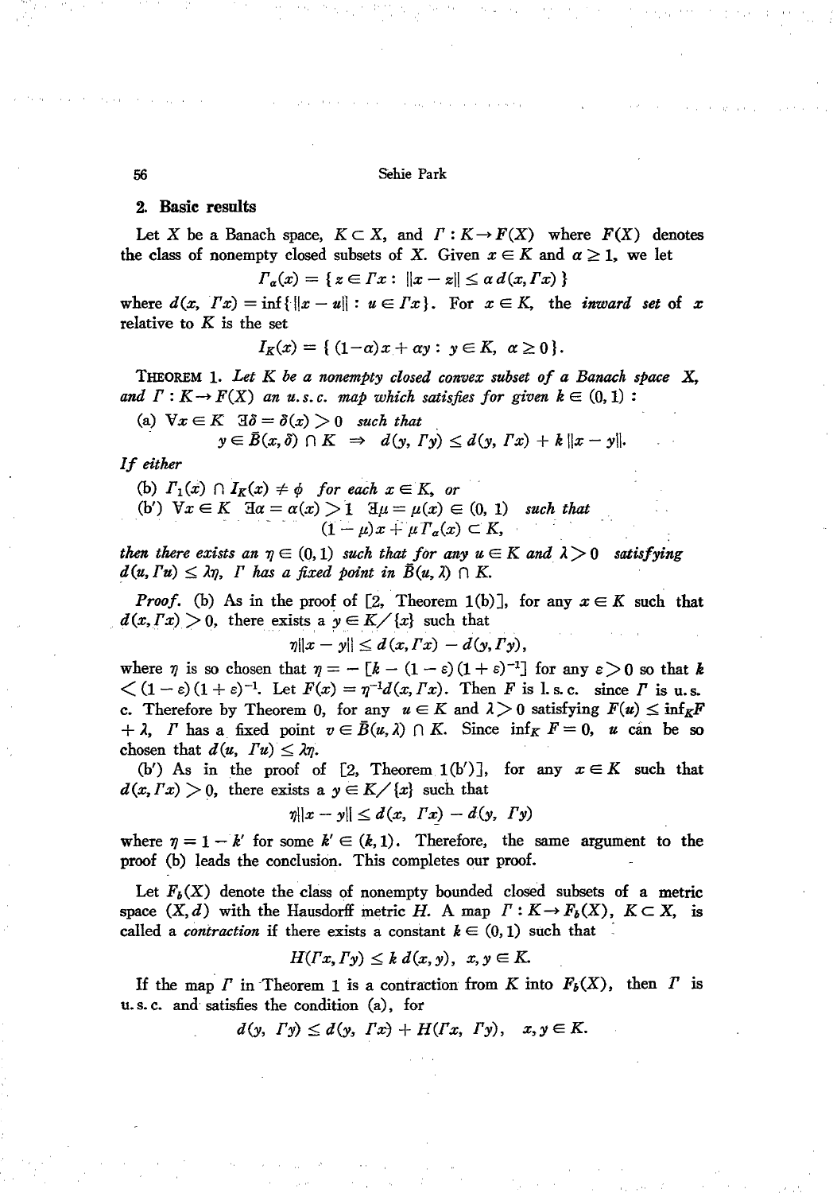## 2. Basic results

Let $X$ be a Banach space, $K \subset X$, and $\Gamma : K \to F(X)$ where $F(X)$ denotes the class of nonempty closed subsets of $X$. Given $x \in K$ and $\alpha \geq 1$, we let

$$\Gamma_\alpha(x) = \{ z \in \Gamma x : \|x - z\| \leq \alpha\, d(x, \Gamma x) \}$$

where $d(x, \Gamma x) = \inf\{ \|x - u\| : u \in \Gamma x \}$. For $x \in K$, the *inward set* of $x$ relative to $K$ is the set

$$I_K(x) = \{ (1-\alpha)x + \alpha y : y \in K, \ \alpha \geq 0 \}.$$

**Theorem 1.** *Let $K$ be a nonempty closed convex subset of a Banach space $X$, and $\Gamma : K \to F(X)$ an u.s.c. map which satisfies for given $k \in (0,1)$ :*

*(a) $\forall x \in K \ \exists \delta = \delta(x) > 0$ such that*

$$y \in \bar{B}(x, \delta) \cap K \ \Rightarrow \ d(y, \Gamma y) \leq d(y, \Gamma x) + k\, \|x - y\|.$$

*If either*

*(b) $\Gamma_1(x) \cap I_K(x) \neq \phi$ for each $x \in K$, or*

*(b') $\forall x \in K \ \exists \alpha = \alpha(x) > 1 \ \exists \mu = \mu(x) \in (0, 1)$ such that*

$$(1 - \mu)x + \mu \Gamma_\alpha(x) \subset K,$$

*then there exists an $\eta \in (0,1)$ such that for any $u \in K$ and $\lambda > 0$ satisfying $d(u, \Gamma u) \leq \lambda\eta$, $\Gamma$ has a fixed point in $\bar{B}(u, \lambda) \cap K$.*

*Proof.* (b) As in the proof of [2, Theorem 1(b)], for any $x \in K$ such that $d(x, \Gamma x) > 0$, there exists a $y \in K / \{x\}$ such that

$$\eta\|x - y\| \leq d(x, \Gamma x) - d(y, \Gamma y),$$

where $\eta$ is so chosen that $\eta = -[k - (1-\varepsilon)(1+\varepsilon)^{-1}]$ for any $\varepsilon > 0$ so that $k < (1-\varepsilon)(1+\varepsilon)^{-1}$. Let $F(x) = \eta^{-1} d(x, \Gamma x)$. Then $F$ is l. s. c. since $\Gamma$ is u. s. c. Therefore by Theorem 0, for any $u \in K$ and $\lambda > 0$ satisfying $F(u) \leq \inf_K F + \lambda$, $\Gamma$ has a fixed point $v \in \bar{B}(u, \lambda) \cap K$. Since $\inf_K F = 0$, $u$ can be so chosen that $d(u, \Gamma u) \leq \lambda\eta$.

(b') As in the proof of [2, Theorem 1(b')], for any $x \in K$ such that $d(x, \Gamma x) > 0$, there exists a $y \in K / \{x\}$ such that

$$\eta\|x - y\| \leq d(x, \Gamma x) - d(y, \Gamma y)$$

where $\eta = 1 - k'$ for some $k' \in (k, 1)$. Therefore, the same argument to the proof (b) leads the conclusion. This completes our proof.

Let $F_b(X)$ denote the class of nonempty bounded closed subsets of a metric space $(X, d)$ with the Hausdorff metric $H$. A map $\Gamma : K \to F_b(X)$, $K \subset X$, is called a *contraction* if there exists a constant $k \in (0, 1)$ such that

$$H(\Gamma x, \Gamma y) \leq k\, d(x, y), \quad x, y \in K.$$

If the map $\Gamma$ in Theorem 1 is a contraction from $K$ into $F_b(X)$, then $\Gamma$ is u. s. c. and satisfies the condition (a), for

$$d(y, \Gamma y) \leq d(y, \Gamma x) + H(\Gamma x, \Gamma y), \quad x, y \in K.$$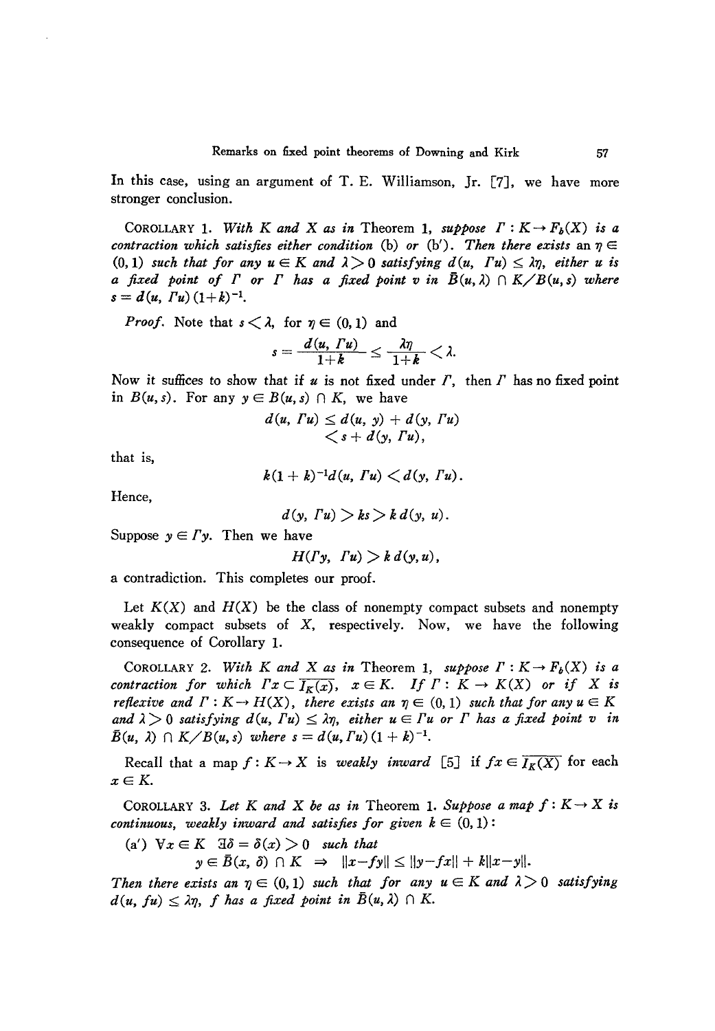In this case, using an argument of T. E. Williamson, Jr. [7], we have more stronger conclusion.

COROLLARY 1. *With $K$ and $X$ as in* Theorem 1, *suppose $\Gamma : K \to F_b(X)$ is a contraction which satisfies either condition* (b) *or* (b′). *Then there exists an $\eta \in (0, 1)$ such that for any $u \in K$ and $\lambda > 0$ satisfying $d(u, \Gamma u) \leq \lambda\eta$, either $u$ is a fixed point of $\Gamma$ or $\Gamma$ has a fixed point $v$ in $\bar{B}(u, \lambda) \cap K / B(u, s)$ where $s = d(u, \Gamma u)(1+k)^{-1}$.*

*Proof.* Note that $s < \lambda$, for $\eta \in (0, 1)$ and

$$s = \frac{d(u, \Gamma u)}{1+k} \leq \frac{\lambda\eta}{1+k} < \lambda.$$

Now it suffices to show that if $u$ is not fixed under $\Gamma$, then $\Gamma$ has no fixed point in $B(u, s)$. For any $y \in B(u, s) \cap K$, we have

$$\begin{aligned} d(u, \Gamma u) &\leq d(u, y) + d(y, \Gamma u) \\ &< s + d(y, \Gamma u), \end{aligned}$$

that is,

$$k(1+k)^{-1} d(u, \Gamma u) < d(y, \Gamma u).$$

Hence,

$$d(y, \Gamma u) > ks > k\, d(y, u).$$

Suppose $y \in \Gamma y$. Then we have

$$H(\Gamma y, \Gamma u) > k\, d(y, u),$$

a contradiction. This completes our proof.

Let $K(X)$ and $H(X)$ be the class of nonempty compact subsets and nonempty weakly compact subsets of $X$, respectively. Now, we have the following consequence of Corollary 1.

COROLLARY 2. *With $K$ and $X$ as in* Theorem 1, *suppose $\Gamma : K \to F_b(X)$ is a contraction for which $\Gamma x \subset \overline{I_K(x)}$, $x \in K$. If $\Gamma : K \to K(X)$ or if $X$ is reflexive and $\Gamma : K \to H(X)$, there exists an $\eta \in (0, 1)$ such that for any $u \in K$ and $\lambda > 0$ satisfying $d(u, \Gamma u) \leq \lambda\eta$, either $u \in \Gamma u$ or $\Gamma$ has a fixed point $v$ in $\bar{B}(u, \lambda) \cap K / B(u, s)$ where $s = d(u, \Gamma u)(1+k)^{-1}$.*

Recall that a map $f : K \to X$ is *weakly inward* [5] if $fx \in \overline{I_K(X)}$ for each $x \in K$.

COROLLARY 3. *Let $K$ and $X$ be as in* Theorem 1. *Suppose a map $f : K \to X$ is continuous, weakly inward and satisfies for given $k \in (0, 1)$:*

(a′) $\forall x \in K \;\; \exists \delta = \delta(x) > 0$ *such that*

$$y \in \bar{B}(x, \delta) \cap K \;\Rightarrow\; \|x - fy\| \leq \|y - fx\| + k\|x - y\|.$$

*Then there exists an $\eta \in (0, 1)$ such that for any $u \in K$ and $\lambda > 0$ satisfying $d(u, fu) \leq \lambda\eta$, $f$ has a fixed point in $\bar{B}(u, \lambda) \cap K$.*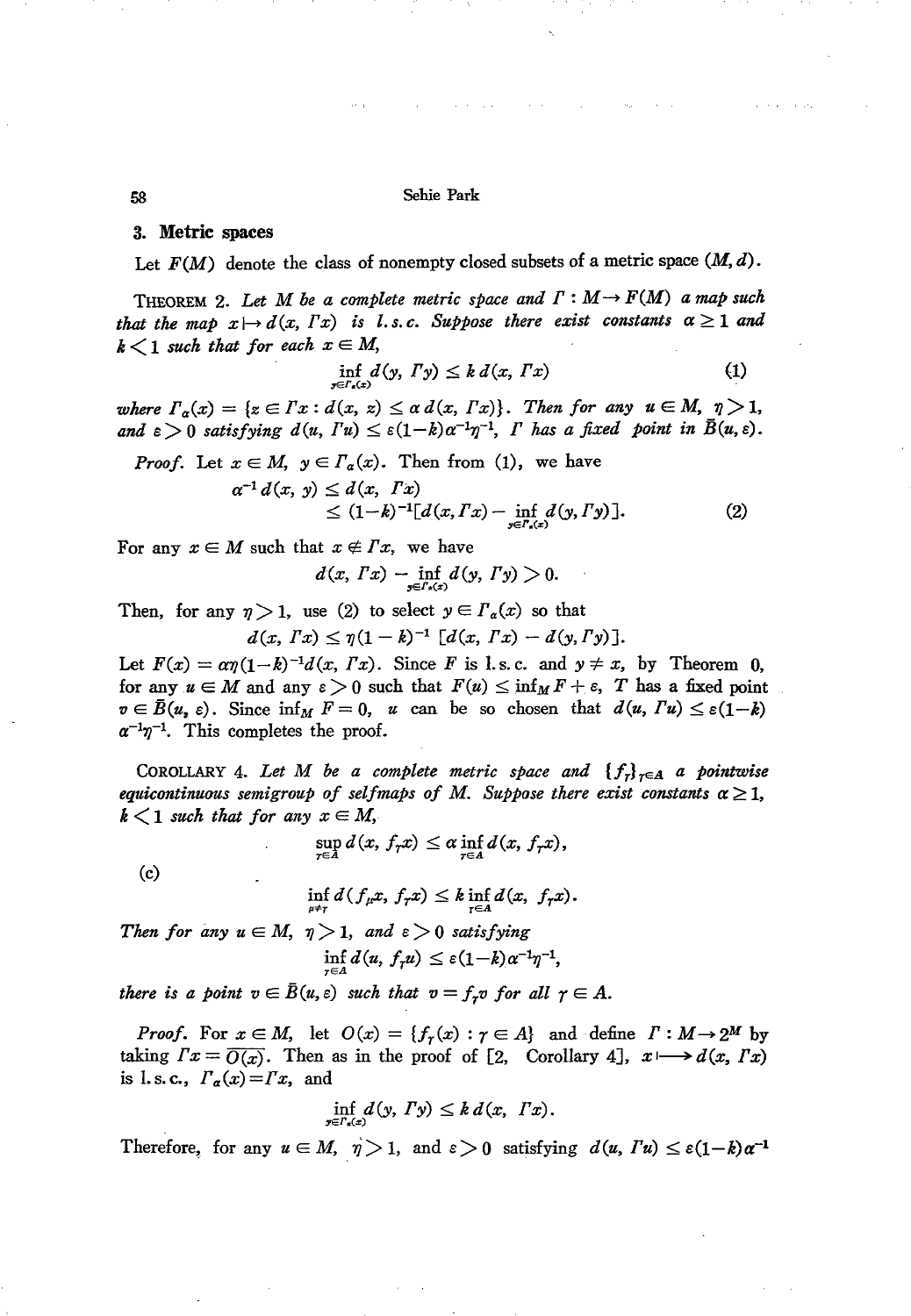## 3. Metric spaces

Let $F(M)$ denote the class of nonempty closed subsets of a metric space $(M, d)$.

THEOREM 2. *Let $M$ be a complete metric space and $\Gamma : M \to F(M)$ a map such that the map $x \mapsto d(x, \Gamma x)$ is l.s.c. Suppose there exist constants $\alpha \geq 1$ and $k < 1$ such that for each $x \in M$,*

$$\inf_{y \in \Gamma_\alpha(x)} d(y, \Gamma y) \leq k\, d(x, \Gamma x) \tag{1}$$

*where $\Gamma_\alpha(x) = \{z \in \Gamma x : d(x, z) \leq \alpha\, d(x, \Gamma x)\}$. Then for any $u \in M$, $\eta > 1$, and $\varepsilon > 0$ satisfying $d(u, \Gamma u) \leq \varepsilon(1-k)\alpha^{-1}\eta^{-1}$, $\Gamma$ has a fixed point in $\bar{B}(u, \varepsilon)$.*

*Proof.* Let $x \in M$, $y \in \Gamma_\alpha(x)$. Then from (1), we have

$$\begin{aligned} \alpha^{-1} d(x, y) &\leq d(x, \Gamma x) \\ &\leq (1-k)^{-1}[d(x, \Gamma x) - \inf_{y \in \Gamma_\alpha(x)} d(y, \Gamma y)]. \end{aligned} \tag{2}$$

For any $x \in M$ such that $x \notin \Gamma x$, we have

$$d(x, \Gamma x) - \inf_{y \in \Gamma_\alpha(x)} d(y, \Gamma y) > 0.$$

Then, for any $\eta > 1$, use (2) to select $y \in \Gamma_\alpha(x)$ so that

$$d(x, \Gamma x) \leq \eta(1-k)^{-1}[d(x, \Gamma x) - d(y, \Gamma y)].$$

Let $F(x) = \alpha\eta(1-k)^{-1} d(x, \Gamma x)$. Since $F$ is l.s.c. and $y \neq x$, by Theorem 0, for any $u \in M$ and any $\varepsilon > 0$ such that $F(u) \leq \inf_M F + \varepsilon$, $T$ has a fixed point $v \in \bar{B}(u, \varepsilon)$. Since $\inf_M F = 0$, $u$ can be so chosen that $d(u, \Gamma u) \leq \varepsilon(1-k)\alpha^{-1}\eta^{-1}$. This completes the proof.

COROLLARY 4. *Let $M$ be a complete metric space and $\{f_\gamma\}_{\gamma \in A}$ a pointwise equicontinuous semigroup of selfmaps of $M$. Suppose there exist constants $\alpha \geq 1$, $k < 1$ such that for any $x \in M$,*

$$\text{(c)} \qquad \begin{aligned} &\sup_{\gamma \in A} d(x, f_\gamma x) \leq \alpha \inf_{\gamma \in A} d(x, f_\gamma x), \\ &\inf_{\mu \neq \gamma} d(f_\mu x, f_\gamma x) \leq k \inf_{\gamma \in A} d(x, f_\gamma x). \end{aligned}$$

*Then for any $u \in M$, $\eta > 1$, and $\varepsilon > 0$ satisfying*

$$\inf_{\gamma \in A} d(u, f_\gamma u) \leq \varepsilon(1-k)\alpha^{-1}\eta^{-1},$$

*there is a point $v \in \bar{B}(u, \varepsilon)$ such that $v = f_\gamma v$ for all $\gamma \in A$.*

*Proof.* For $x \in M$, let $O(x) = \{f_\gamma(x) : \gamma \in A\}$ and define $\Gamma : M \to 2^M$ by taking $\Gamma x = \overline{O(x)}$. Then as in the proof of [2, Corollary 4], $x \longmapsto d(x, \Gamma x)$ is l.s.c., $\Gamma_\alpha(x) = \Gamma x$, and

$$\inf_{y \in \Gamma_\alpha(x)} d(y, \Gamma y) \leq k\, d(x, \Gamma x).$$

Therefore, for any $u \in M$, $\eta > 1$, and $\varepsilon > 0$ satisfying $d(u, \Gamma u) \leq \varepsilon(1-k)\alpha^{-1}$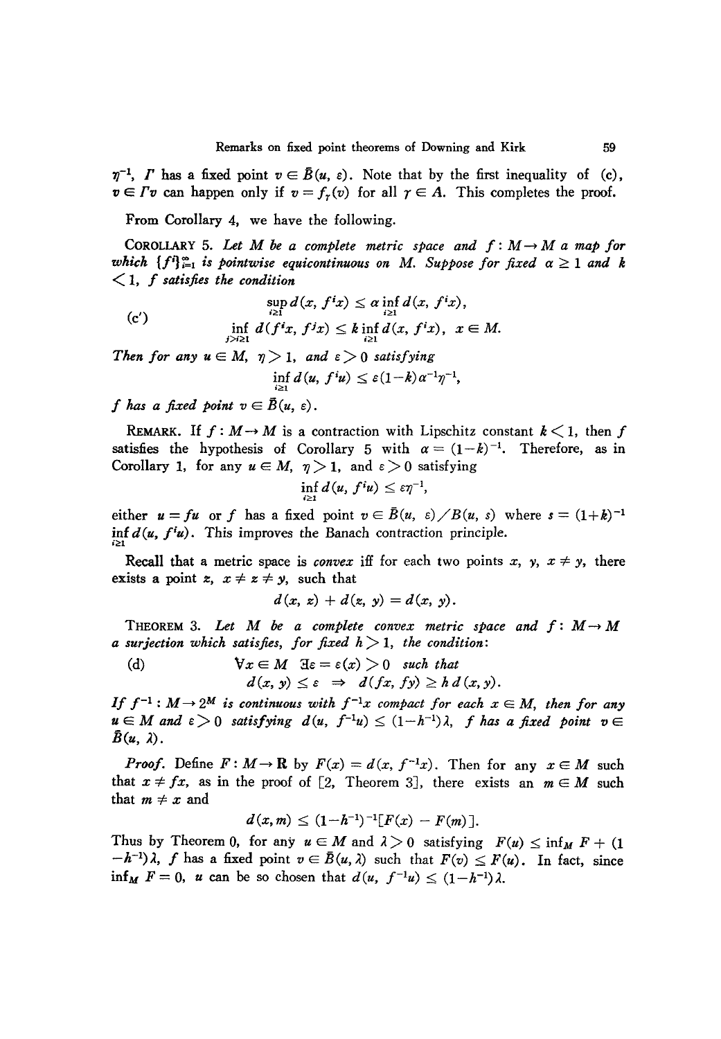$\eta^{-1}$, $\Gamma$ has a fixed point $v \in \bar{B}(u, \varepsilon)$. Note that by the first inequality of (c), $v \in \Gamma v$ can happen only if $v = f_\gamma(v)$ for all $\gamma \in A$. This completes the proof.

From Corollary 4, we have the following.

**COROLLARY 5.** *Let $M$ be a complete metric space and $f: M \to M$ a map for which $\{f^i\}_{i=1}^{\infty}$ is pointwise equicontinuous on $M$. Suppose for fixed $\alpha \geq 1$ and $k < 1$, $f$ satisfies the condition*

$$
\text{(c}'\text{)} \qquad \begin{aligned} &\sup_{i \geq 1} d(x, f^i x) \leq \alpha \inf_{i \geq 1} d(x, f^i x), \\ &\inf_{j > i \geq 1} d(f^i x, f^j x) \leq k \inf_{i \geq 1} d(x, f^i x), \quad x \in M. \end{aligned}
$$

*Then for any $u \in M$, $\eta > 1$, and $\varepsilon > 0$ satisfying*

$$\inf_{i \geq 1} d(u, f^i u) \leq \varepsilon (1-k)^{-1} \alpha^{-1} \eta^{-1},$$

*$f$ has a fixed point $v \in \bar{B}(u, \varepsilon)$.*

REMARK. If $f: M \to M$ is a contraction with Lipschitz constant $k < 1$, then $f$ satisfies the hypothesis of Corollary 5 with $\alpha = (1-k)^{-1}$. Therefore, as in Corollary 1, for any $u \in M$, $\eta > 1$, and $\varepsilon > 0$ satisfying

$$\inf_{i \geq 1} d(u, f^i u) \leq \varepsilon \eta^{-1},$$

either $u = fu$ or $f$ has a fixed point $v \in \bar{B}(u, \varepsilon) \diagup B(u, s)$ where $s = (1+k)^{-1} \inf_{i \geq 1} d(u, f^i u)$. This improves the Banach contraction principle.

Recall that a metric space is *convex* iff for each two points $x$, $y$, $x \neq y$, there exists a point $z$, $x \neq z \neq y$, such that

$$d(x, z) + d(z, y) = d(x, y).$$

**THEOREM 3.** *Let $M$ be a complete convex metric space and $f: M \to M$ a surjection which satisfies, for fixed $h > 1$, the condition:*

$$
\text{(d)} \qquad \begin{aligned} &\forall x \in M \ \ \exists \varepsilon = \varepsilon(x) > 0 \ \text{ such that} \\ &d(x, y) \leq \varepsilon \ \Rightarrow \ d(fx, fy) \geq h\, d(x, y). \end{aligned}
$$

*If $f^{-1}: M \to 2^M$ is continuous with $f^{-1}x$ compact for each $x \in M$, then for any $u \in M$ and $\varepsilon > 0$ satisfying $d(u, f^{-1}u) \leq (1-h^{-1})\lambda$, $f$ has a fixed point $v \in \bar{B}(u, \lambda)$.*

*Proof.* Define $F: M \to \mathbf{R}$ by $F(x) = d(x, f^{-1}x)$. Then for any $x \in M$ such that $x \neq fx$, as in the proof of [2, Theorem 3], there exists an $m \in M$ such that $m \neq x$ and

$$d(x, m) \leq (1-h^{-1})^{-1}[F(x) - F(m)].$$

Thus by Theorem 0, for any $u \in M$ and $\lambda > 0$ satisfying $F(u) \leq \inf_M F + (1-h^{-1})\lambda$, $f$ has a fixed point $v \in \bar{B}(u, \lambda)$ such that $F(v) \leq F(u)$. In fact, since $\inf_M F = 0$, $u$ can be so chosen that $d(u, f^{-1}u) \leq (1-h^{-1})\lambda$.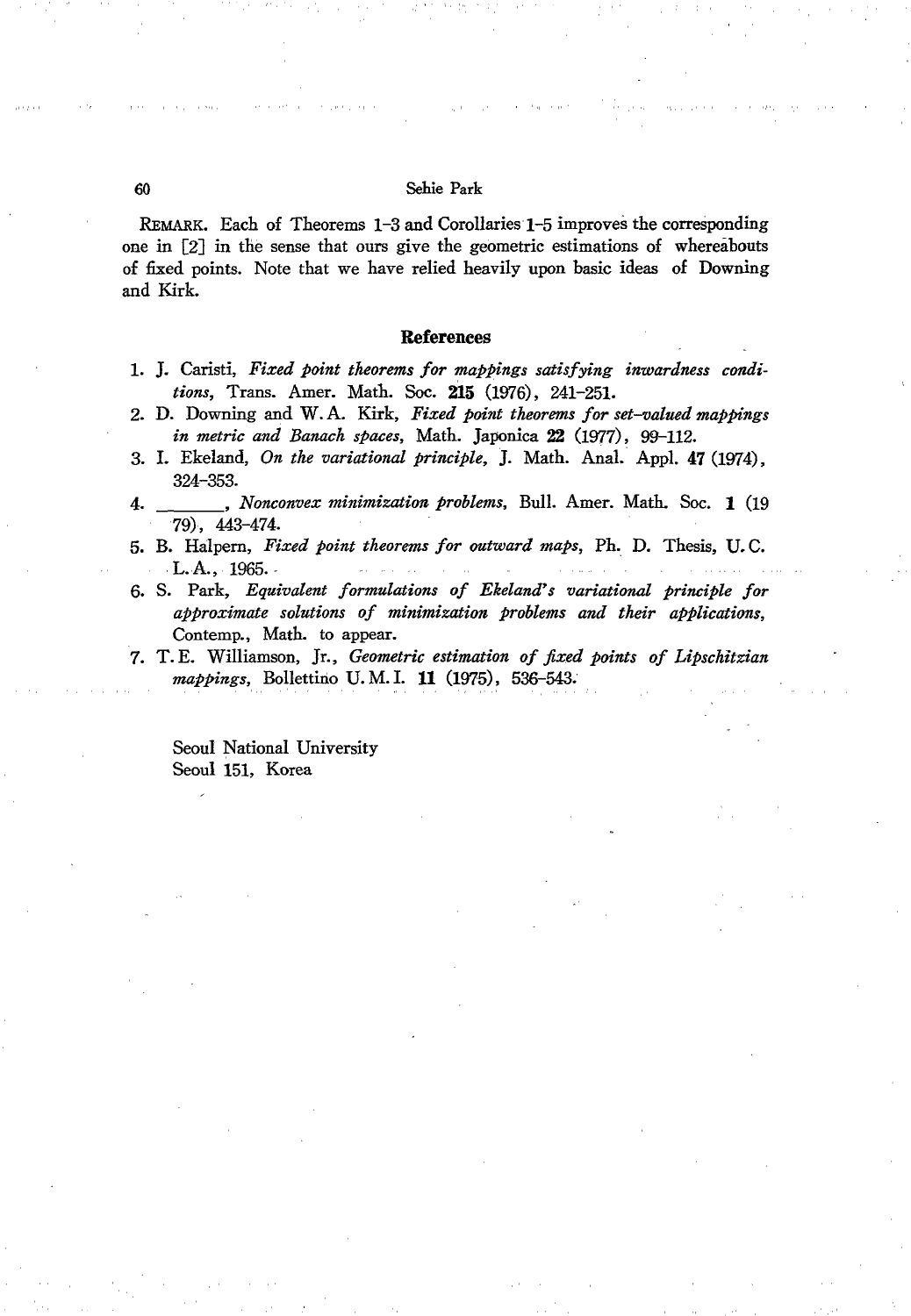REMARK. Each of Theorems 1–3 and Corollaries 1–5 improves the corresponding one in [2] in the sense that ours give the geometric estimations of whereabouts of fixed points. Note that we have relied heavily upon basic ideas of Downing and Kirk.

## References

1. J. Caristi, *Fixed point theorems for mappings satisfying inwardness conditions*, Trans. Amer. Math. Soc. **215** (1976), 241–251.
2. D. Downing and W. A. Kirk, *Fixed point theorems for set-valued mappings in metric and Banach spaces*, Math. Japonica **22** (1977), 99–112.
3. I. Ekeland, *On the variational principle*, J. Math. Anal. Appl. **47** (1974), 324–353.
4. \_\_\_\_\_\_\_, *Nonconvex minimization problems*, Bull. Amer. Math. Soc. **1** (1979), 443–474.
5. B. Halpern, *Fixed point theorems for outward maps*, Ph. D. Thesis, U. C. L. A., 1965.
6. S. Park, *Equivalent formulations of Ekeland's variational principle for approximate solutions of minimization problems and their applications*, Contemp., Math. to appear.
7. T. E. Williamson, Jr., *Geometric estimation of fixed points of Lipschitzian mappings*, Bollettino U. M. I. **11** (1975), 536–543.

Seoul National University
Seoul 151, Korea